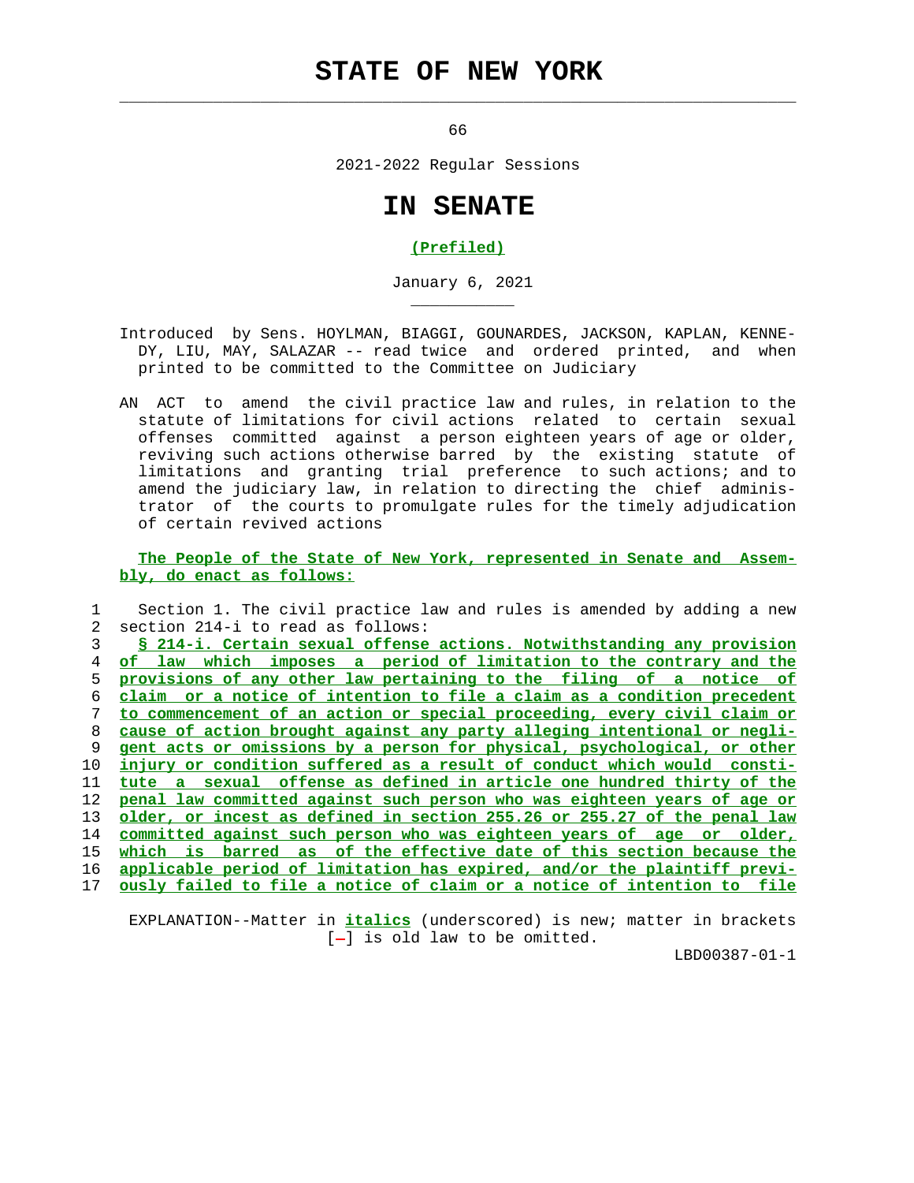# STATE OF NEW YORK

66

2021-2022 Regular Sessions

# IN SENATE

**(Prefiled)**

January 6, 2021

Introduced by Sens. HOYLMAN, BIAGGI, GOUNARDES, JACKSON, KAPLAN, KENNEDY, LIU, MAY, SALAZAR -- read twice and ordered printed, and when printed to be committed to the Committee on Judiciary

AN ACT to amend the civil practice law and rules, in relation to the statute of limitations for civil actions related to certain sexual offenses committed against a person eighteen years of age or older, reviving such actions otherwise barred by the existing statute of limitations and granting trial preference to such actions; and to amend the judiciary law, in relation to directing the chief administrator of the courts to promulgate rules for the timely adjudication of certain revived actions

**The People of the State of New York, represented in Senate and Assembly, do enact as follows:**

Section 1. The civil practice law and rules is amended by adding a new section 214-i to read as follows:

**§ 214-i. Certain sexual offense actions. Notwithstanding any provision of law which imposes a period of limitation to the contrary and the provisions of any other law pertaining to the filing of a notice of claim or a notice of intention to file a claim as a condition precedent to commencement of an action or special proceeding, every civil claim or cause of action brought against any party alleging intentional or negligent acts or omissions by a person for physical, psychological, or other injury or condition suffered as a result of conduct which would constitute a sexual offense as defined in article one hundred thirty of the penal law committed against such person who was eighteen years of age or older, or incest as defined in section 255.26 or 255.27 of the penal law committed against such person who was eighteen years of age or older, which is barred as of the effective date of this section because the applicable period of limitation has expired, and/or the plaintiff previously failed to file a notice of claim or a notice of intention to file**

EXPLANATION--Matter in *italics* (underscored) is new; matter in brackets [-] is old law to be omitted.

LBD00387-01-1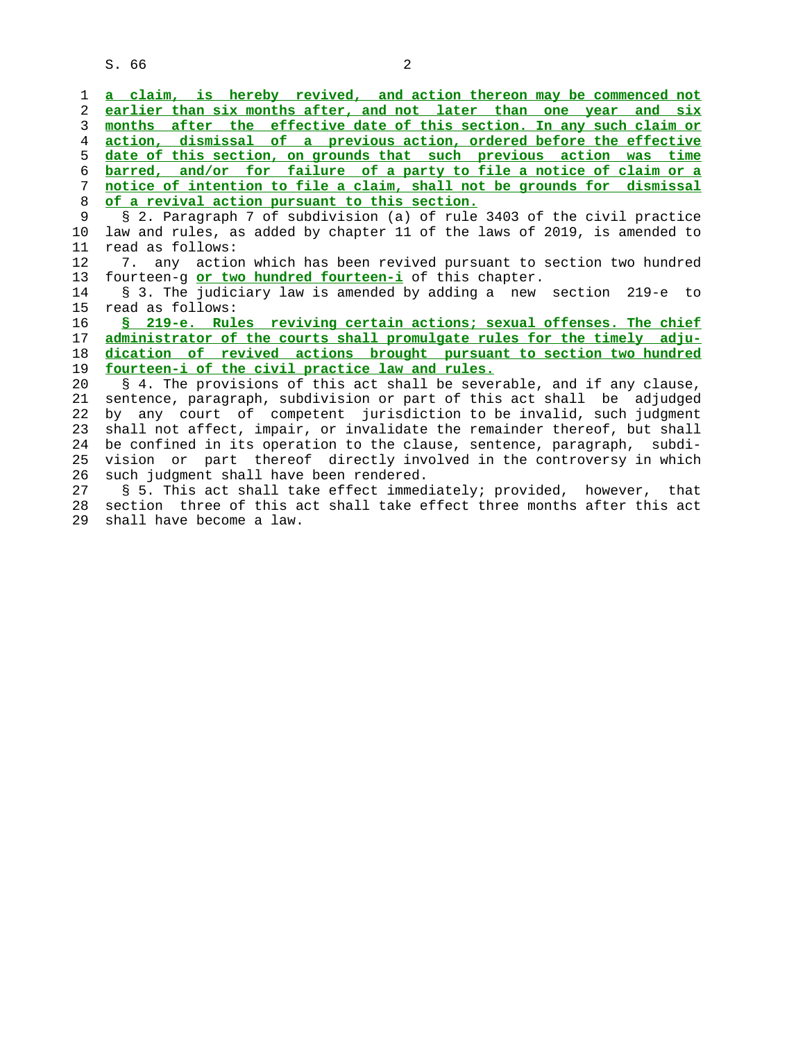a claim, is hereby revived, and action thereon may be commenced not earlier than six months after, and not later than one year and six months after the effective date of this section. In any such claim or action, dismissal of a previous action, ordered before the effective date of this section, on grounds that such previous action was time barred, and/or for failure of a party to file a notice of claim or a notice of intention to file a claim, shall not be grounds for dismissal of a revival action pursuant to this section.

§ 2. Paragraph 7 of subdivision (a) of rule 3403 of the civil practice law and rules, as added by chapter 11 of the laws of 2019, is amended to read as follows:

7. any action which has been revived pursuant to section two hundred fourteen-g or two hundred fourteen-i of this chapter.

§ 3. The judiciary law is amended by adding a new section 219-e to read as follows:

§ 219-e. Rules reviving certain actions; sexual offenses. The chief administrator of the courts shall promulgate rules for the timely adjudication of revived actions brought pursuant to section two hundred fourteen-i of the civil practice law and rules.

§ 4. The provisions of this act shall be severable, and if any clause, sentence, paragraph, subdivision or part of this act shall be adjudged by any court of competent jurisdiction to be invalid, such judgment shall not affect, impair, or invalidate the remainder thereof, but shall be confined in its operation to the clause, sentence, paragraph, subdivision or part thereof directly involved in the controversy in which such judgment shall have been rendered.

§ 5. This act shall take effect immediately; provided, however, that section three of this act shall take effect three months after this act shall have become a law.